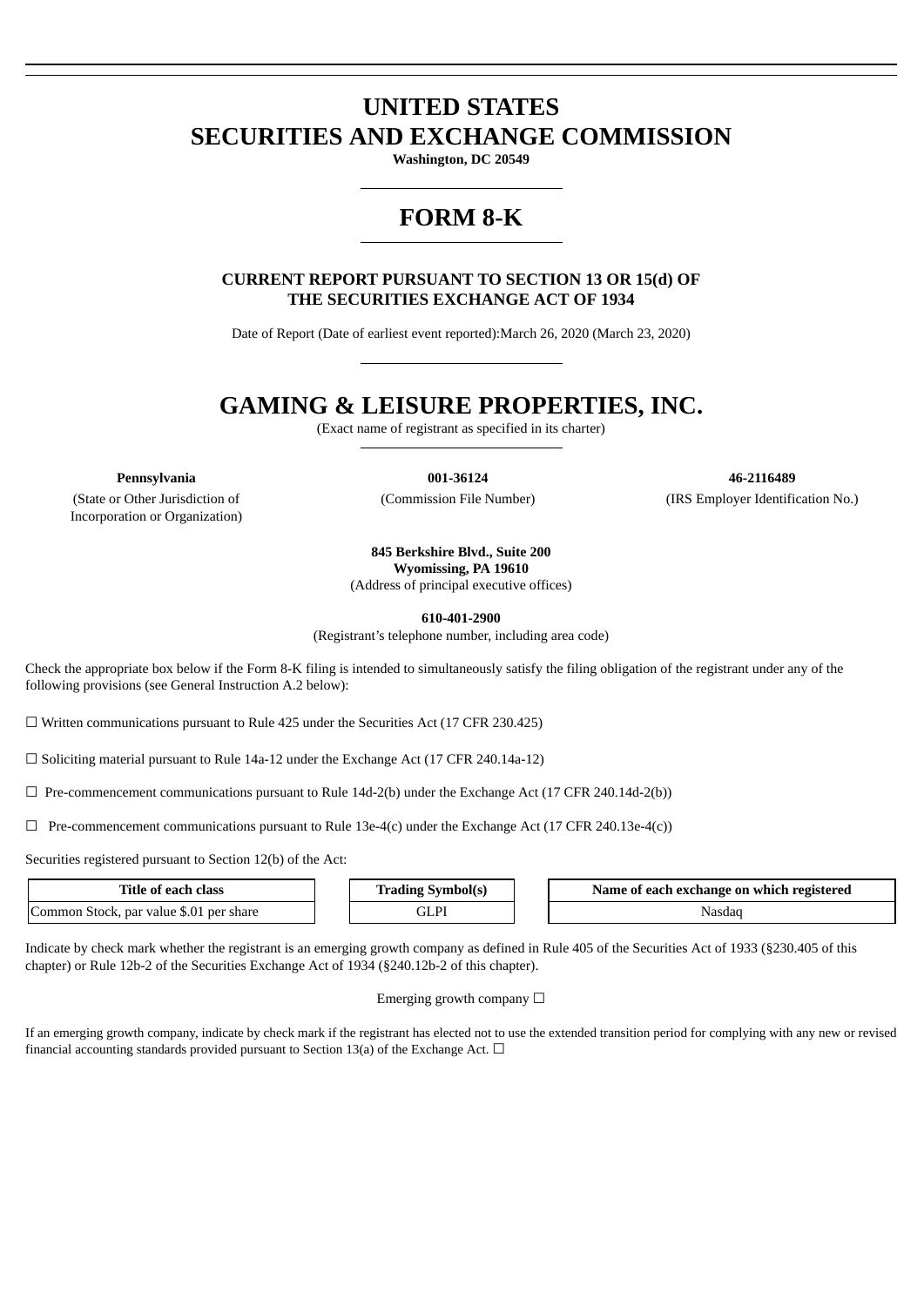# UNITED STATES
# SECURITIES AND EXCHANGE COMMISSION

**Washington, DC 20549**

# FORM 8-K

**CURRENT REPORT PURSUANT TO SECTION 13 OR 15(d) OF THE SECURITIES EXCHANGE ACT OF 1934**

Date of Report (Date of earliest event reported):March 26, 2020 (March 23, 2020)

# GAMING & LEISURE PROPERTIES, INC.

(Exact name of registrant as specified in its charter)

| **Pennsylvania** | **001-36124** | **46-2116489** |
|---|---|---|
| (State or Other Jurisdiction of Incorporation or Organization) | (Commission File Number) | (IRS Employer Identification No.) |

**845 Berkshire Blvd., Suite 200**
**Wyomissing, PA 19610**
(Address of principal executive offices)

**610-401-2900**
(Registrant's telephone number, including area code)

Check the appropriate box below if the Form 8-K filing is intended to simultaneously satisfy the filing obligation of the registrant under any of the following provisions (see General Instruction A.2 below):

☐ Written communications pursuant to Rule 425 under the Securities Act (17 CFR 230.425)

☐ Soliciting material pursuant to Rule 14a-12 under the Exchange Act (17 CFR 240.14a-12)

☐ Pre-commencement communications pursuant to Rule 14d-2(b) under the Exchange Act (17 CFR 240.14d-2(b))

☐ Pre-commencement communications pursuant to Rule 13e-4(c) under the Exchange Act (17 CFR 240.13e-4(c))

Securities registered pursuant to Section 12(b) of the Act:

| Title of each class | Trading Symbol(s) | Name of each exchange on which registered |
|---|---|---|
| Common Stock, par value $.01 per share | GLPI | Nasdaq |

Indicate by check mark whether the registrant is an emerging growth company as defined in Rule 405 of the Securities Act of 1933 (§230.405 of this chapter) or Rule 12b-2 of the Securities Exchange Act of 1934 (§240.12b-2 of this chapter).

Emerging growth company ☐

If an emerging growth company, indicate by check mark if the registrant has elected not to use the extended transition period for complying with any new or revised financial accounting standards provided pursuant to Section 13(a) of the Exchange Act. ☐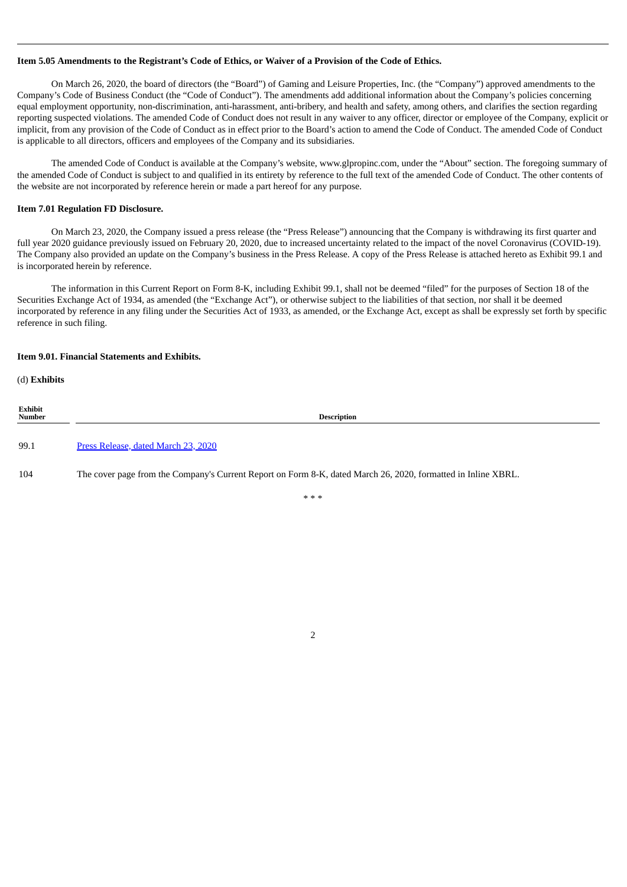**Item 5.05 Amendments to the Registrant's Code of Ethics, or Waiver of a Provision of the Code of Ethics.**

On March 26, 2020, the board of directors (the "Board") of Gaming and Leisure Properties, Inc. (the "Company") approved amendments to the Company's Code of Business Conduct (the "Code of Conduct"). The amendments add additional information about the Company's policies concerning equal employment opportunity, non-discrimination, anti-harassment, anti-bribery, and health and safety, among others, and clarifies the section regarding reporting suspected violations. The amended Code of Conduct does not result in any waiver to any officer, director or employee of the Company, explicit or implicit, from any provision of the Code of Conduct as in effect prior to the Board's action to amend the Code of Conduct. The amended Code of Conduct is applicable to all directors, officers and employees of the Company and its subsidiaries.

The amended Code of Conduct is available at the Company's website, www.glpropinc.com, under the "About" section. The foregoing summary of the amended Code of Conduct is subject to and qualified in its entirety by reference to the full text of the amended Code of Conduct. The other contents of the website are not incorporated by reference herein or made a part hereof for any purpose.

**Item 7.01 Regulation FD Disclosure.**

On March 23, 2020, the Company issued a press release (the "Press Release") announcing that the Company is withdrawing its first quarter and full year 2020 guidance previously issued on February 20, 2020, due to increased uncertainty related to the impact of the novel Coronavirus (COVID-19). The Company also provided an update on the Company's business in the Press Release. A copy of the Press Release is attached hereto as Exhibit 99.1 and is incorporated herein by reference.

The information in this Current Report on Form 8-K, including Exhibit 99.1, shall not be deemed "filed" for the purposes of Section 18 of the Securities Exchange Act of 1934, as amended (the "Exchange Act"), or otherwise subject to the liabilities of that section, nor shall it be deemed incorporated by reference in any filing under the Securities Act of 1933, as amended, or the Exchange Act, except as shall be expressly set forth by specific reference in such filing.

**Item 9.01. Financial Statements and Exhibits.**

(d) **Exhibits**

| Exhibit Number | Description |
|---|---|
| 99.1 | Press Release, dated March 23, 2020 |
| 104 | The cover page from the Company's Current Report on Form 8-K, dated March 26, 2020, formatted in Inline XBRL. |

\* \* \*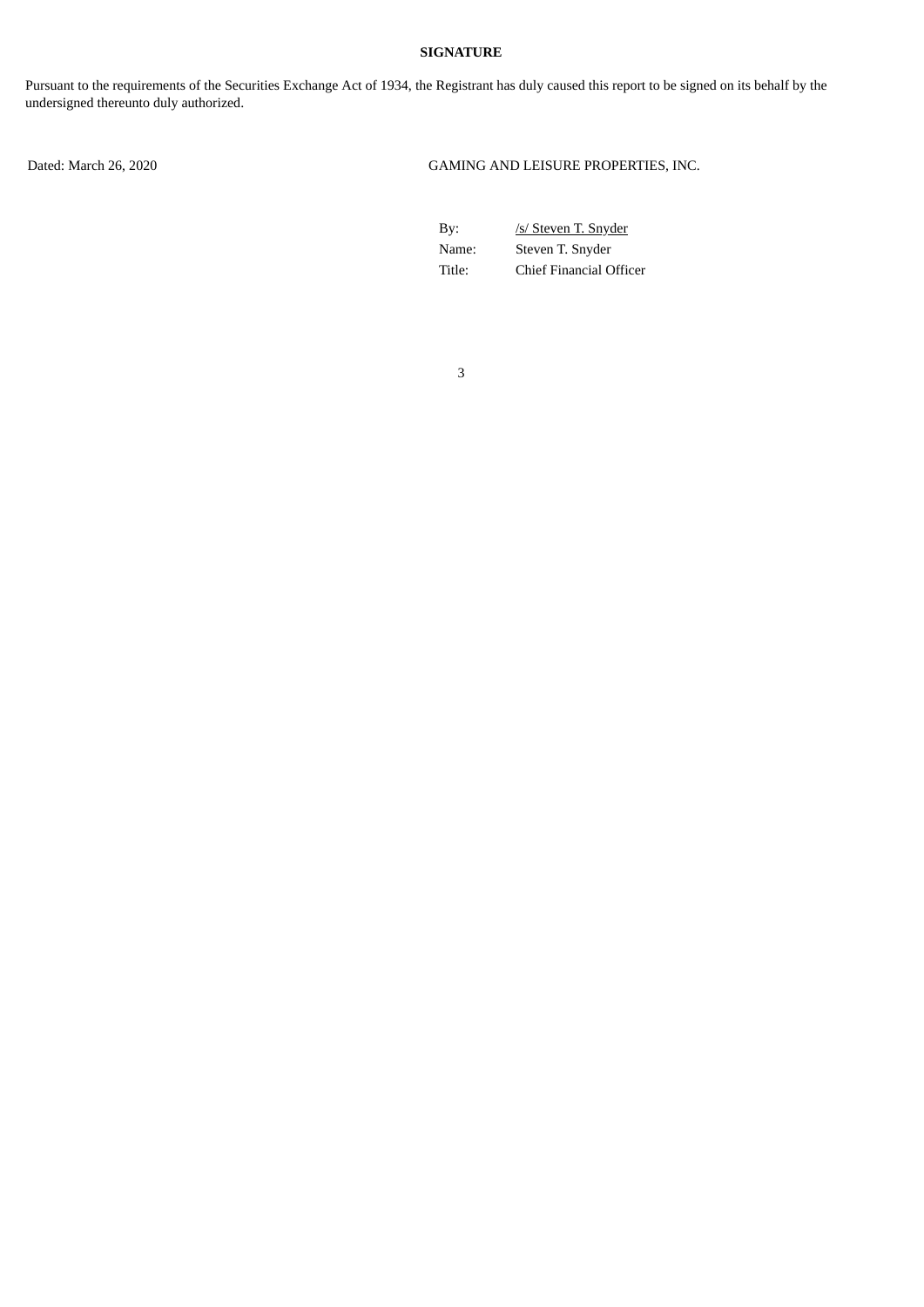**SIGNATURE**

Pursuant to the requirements of the Securities Exchange Act of 1934, the Registrant has duly caused this report to be signed on its behalf by the undersigned thereunto duly authorized.

Dated: March 26, 2020

GAMING AND LEISURE PROPERTIES, INC.

| | |
|---|---|
| By: | /s/ Steven T. Snyder |
| Name: | Steven T. Snyder |
| Title: | Chief Financial Officer |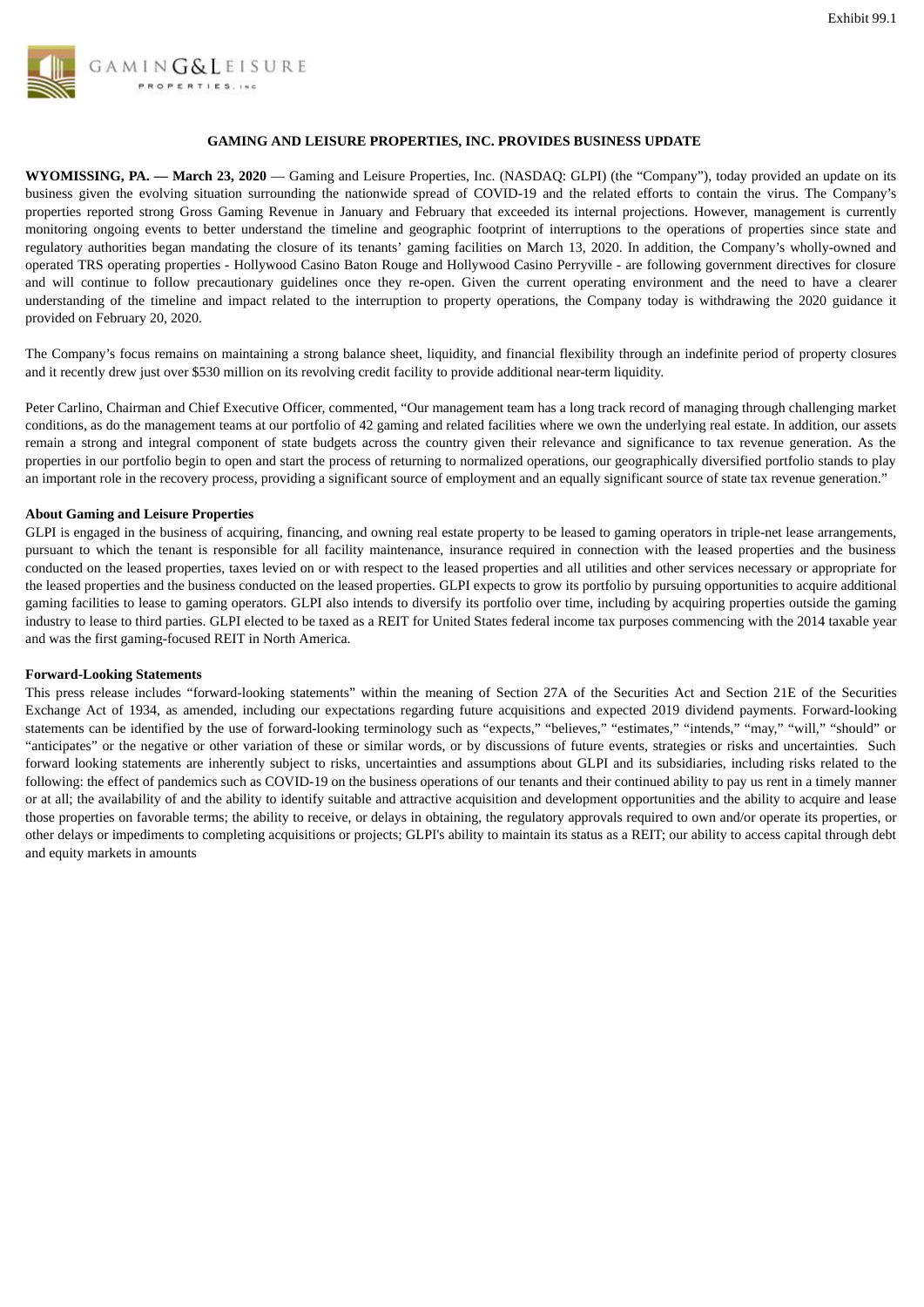Exhibit 99.1

GAMING & LEISURE PROPERTIES, INC

## GAMING AND LEISURE PROPERTIES, INC. PROVIDES BUSINESS UPDATE

**WYOMISSING, PA. — March 23, 2020** — Gaming and Leisure Properties, Inc. (NASDAQ: GLPI) (the "Company"), today provided an update on its business given the evolving situation surrounding the nationwide spread of COVID-19 and the related efforts to contain the virus. The Company's properties reported strong Gross Gaming Revenue in January and February that exceeded its internal projections. However, management is currently monitoring ongoing events to better understand the timeline and geographic footprint of interruptions to the operations of properties since state and regulatory authorities began mandating the closure of its tenants' gaming facilities on March 13, 2020. In addition, the Company's wholly-owned and operated TRS operating properties - Hollywood Casino Baton Rouge and Hollywood Casino Perryville - are following government directives for closure and will continue to follow precautionary guidelines once they re-open. Given the current operating environment and the need to have a clearer understanding of the timeline and impact related to the interruption to property operations, the Company today is withdrawing the 2020 guidance it provided on February 20, 2020.

The Company's focus remains on maintaining a strong balance sheet, liquidity, and financial flexibility through an indefinite period of property closures and it recently drew just over $530 million on its revolving credit facility to provide additional near-term liquidity.

Peter Carlino, Chairman and Chief Executive Officer, commented, "Our management team has a long track record of managing through challenging market conditions, as do the management teams at our portfolio of 42 gaming and related facilities where we own the underlying real estate. In addition, our assets remain a strong and integral component of state budgets across the country given their relevance and significance to tax revenue generation. As the properties in our portfolio begin to open and start the process of returning to normalized operations, our geographically diversified portfolio stands to play an important role in the recovery process, providing a significant source of employment and an equally significant source of state tax revenue generation."

**About Gaming and Leisure Properties**

GLPI is engaged in the business of acquiring, financing, and owning real estate property to be leased to gaming operators in triple-net lease arrangements, pursuant to which the tenant is responsible for all facility maintenance, insurance required in connection with the leased properties and the business conducted on the leased properties, taxes levied on or with respect to the leased properties and all utilities and other services necessary or appropriate for the leased properties and the business conducted on the leased properties. GLPI expects to grow its portfolio by pursuing opportunities to acquire additional gaming facilities to lease to gaming operators. GLPI also intends to diversify its portfolio over time, including by acquiring properties outside the gaming industry to lease to third parties. GLPI elected to be taxed as a REIT for United States federal income tax purposes commencing with the 2014 taxable year and was the first gaming-focused REIT in North America.

**Forward-Looking Statements**

This press release includes "forward-looking statements" within the meaning of Section 27A of the Securities Act and Section 21E of the Securities Exchange Act of 1934, as amended, including our expectations regarding future acquisitions and expected 2019 dividend payments. Forward-looking statements can be identified by the use of forward-looking terminology such as "expects," "believes," "estimates," "intends," "may," "will," "should" or "anticipates" or the negative or other variation of these or similar words, or by discussions of future events, strategies or risks and uncertainties. Such forward looking statements are inherently subject to risks, uncertainties and assumptions about GLPI and its subsidiaries, including risks related to the following: the effect of pandemics such as COVID-19 on the business operations of our tenants and their continued ability to pay us rent in a timely manner or at all; the availability of and the ability to identify suitable and attractive acquisition and development opportunities and the ability to acquire and lease those properties on favorable terms; the ability to receive, or delays in obtaining, the regulatory approvals required to own and/or operate its properties, or other delays or impediments to completing acquisitions or projects; GLPI's ability to maintain its status as a REIT; our ability to access capital through debt and equity markets in amounts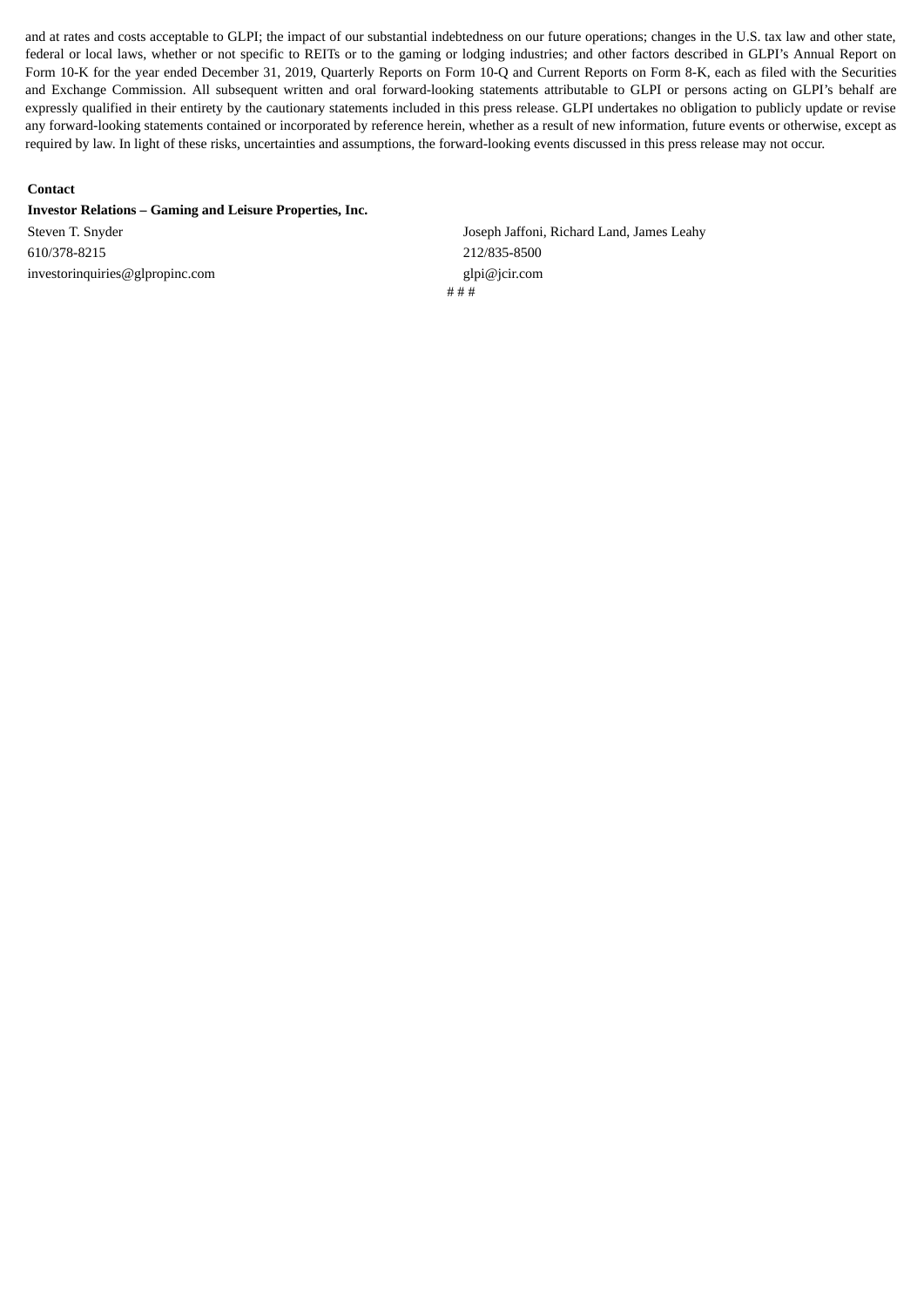and at rates and costs acceptable to GLPI; the impact of our substantial indebtedness on our future operations; changes in the U.S. tax law and other state, federal or local laws, whether or not specific to REITs or to the gaming or lodging industries; and other factors described in GLPI's Annual Report on Form 10-K for the year ended December 31, 2019, Quarterly Reports on Form 10-Q and Current Reports on Form 8-K, each as filed with the Securities and Exchange Commission. All subsequent written and oral forward-looking statements attributable to GLPI or persons acting on GLPI's behalf are expressly qualified in their entirety by the cautionary statements included in this press release. GLPI undertakes no obligation to publicly update or revise any forward-looking statements contained or incorporated by reference herein, whether as a result of new information, future events or otherwise, except as required by law. In light of these risks, uncertainties and assumptions, the forward-looking events discussed in this press release may not occur.

**Contact**

**Investor Relations – Gaming and Leisure Properties, Inc.**

Steven T. Snyder
610/378-8215
investorinquiries@glpropinc.com

Joseph Jaffoni, Richard Land, James Leahy
212/835-8500
glpi@jcir.com

# # #